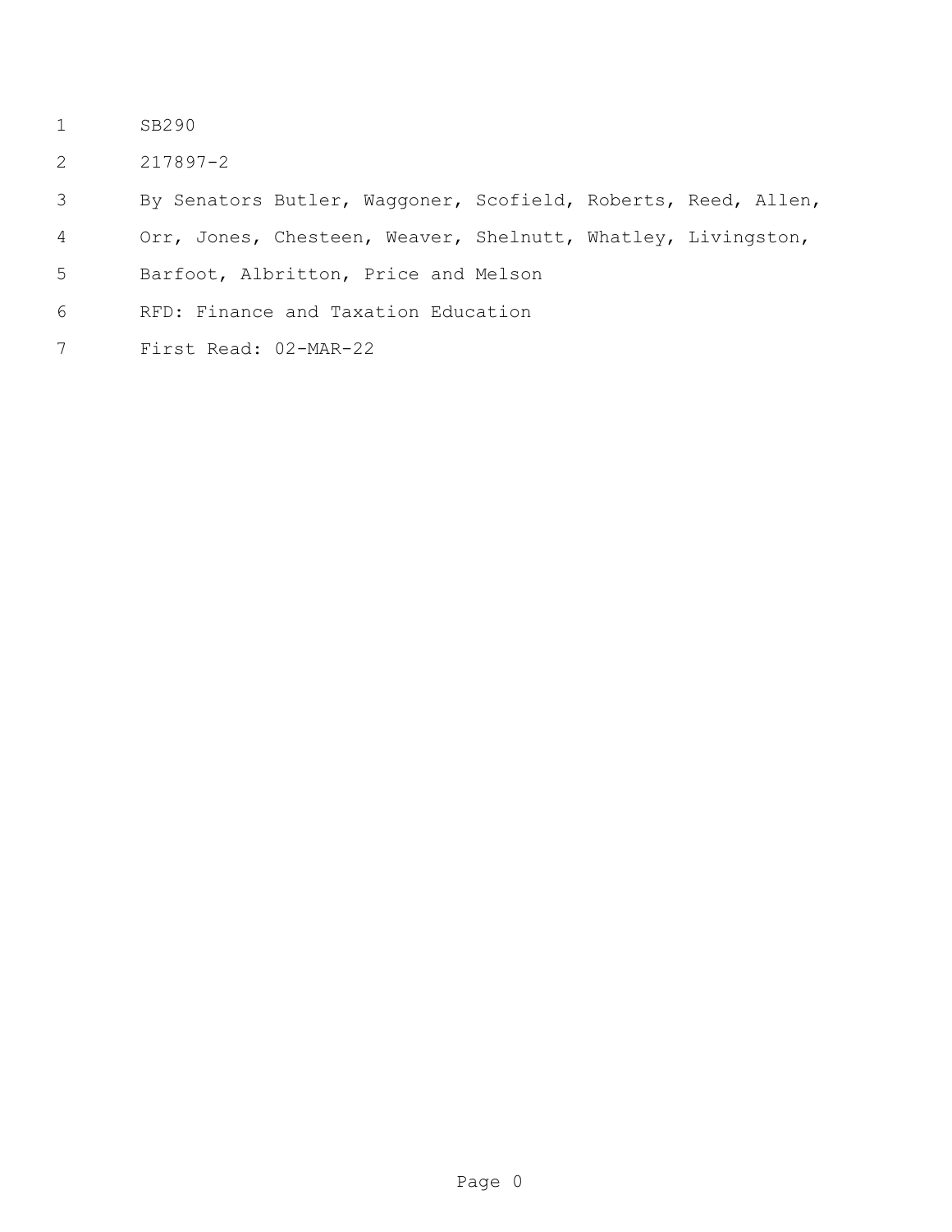SB290

217897-2

By Senators Butler, Waggoner, Scofield, Roberts, Reed, Allen, Orr, Jones, Chesteen, Weaver, Shelnutt, Whatley, Livingston, Barfoot, Albritton, Price and Melson

RFD: Finance and Taxation Education

First Read: 02-MAR-22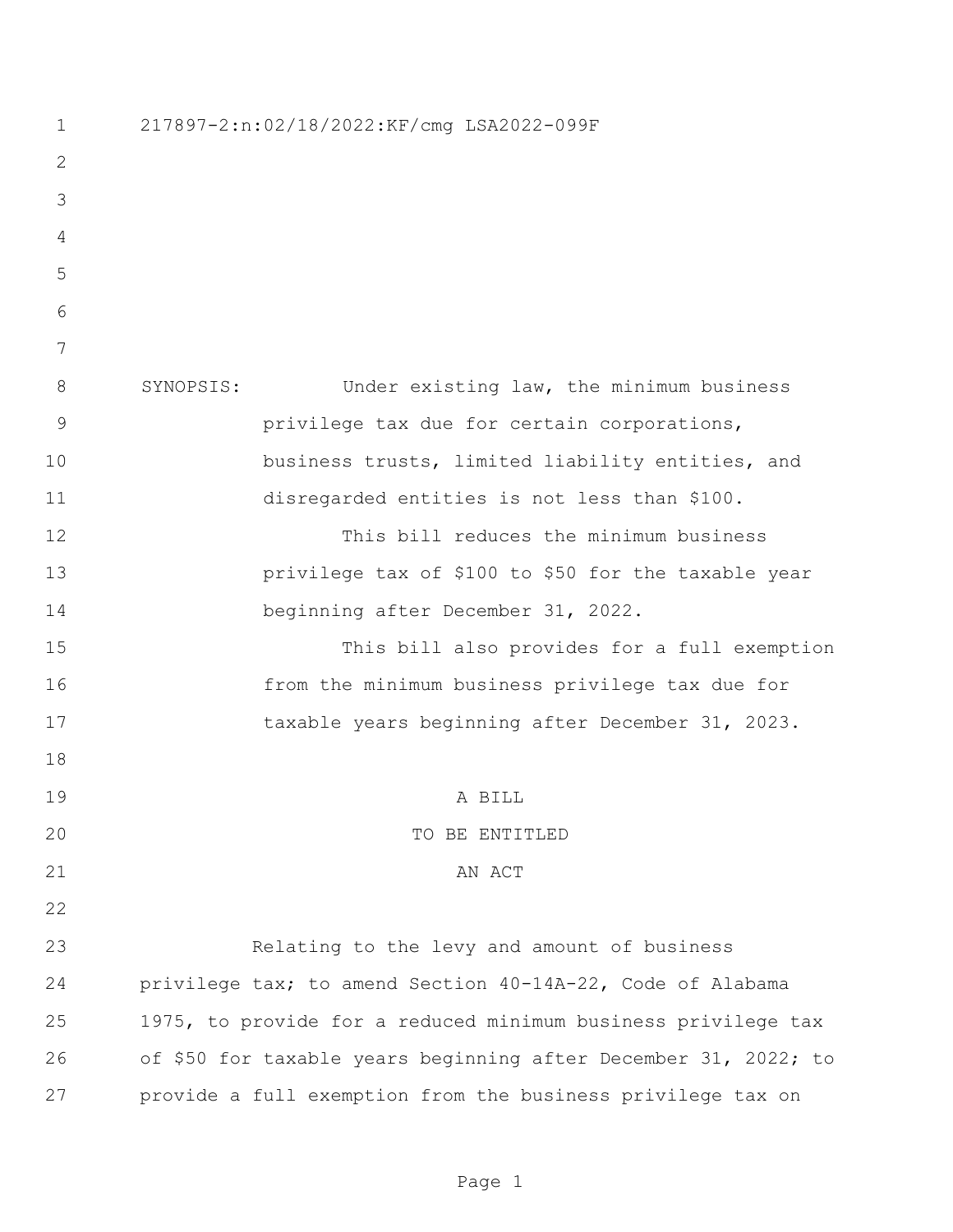217897-2:n:02/18/2022:KF/cmg LSA2022-099F

SYNOPSIS: Under existing law, the minimum business privilege tax due for certain corporations, business trusts, limited liability entities, and disregarded entities is not less than $100.

This bill reduces the minimum business privilege tax of $100 to $50 for the taxable year beginning after December 31, 2022.

This bill also provides for a full exemption from the minimum business privilege tax due for taxable years beginning after December 31, 2023.

A BILL
TO BE ENTITLED
AN ACT

Relating to the levy and amount of business privilege tax; to amend Section 40-14A-22, Code of Alabama 1975, to provide for a reduced minimum business privilege tax of $50 for taxable years beginning after December 31, 2022; to provide a full exemption from the business privilege tax on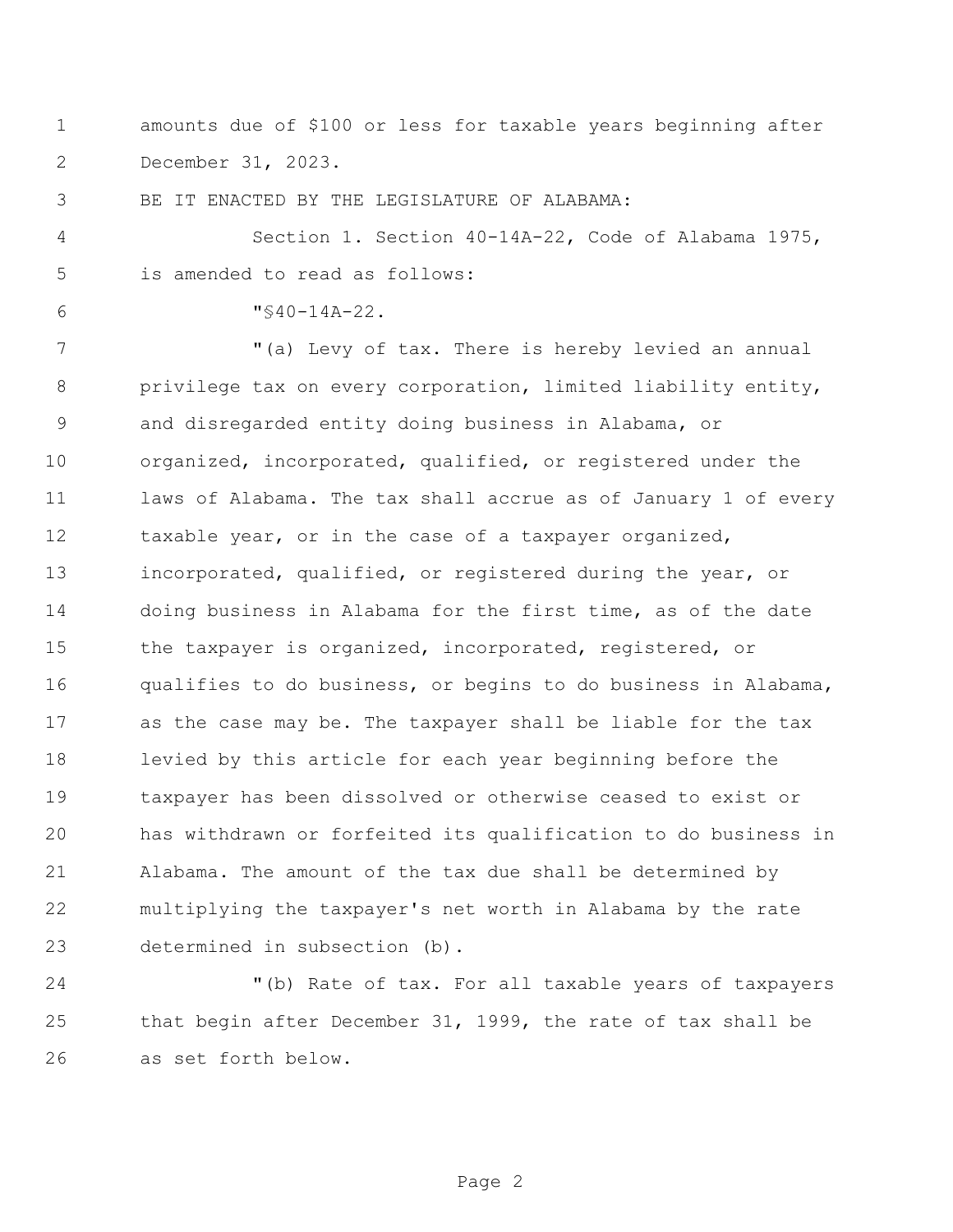amounts due of $100 or less for taxable years beginning after December 31, 2023.

BE IT ENACTED BY THE LEGISLATURE OF ALABAMA:

Section 1. Section 40-14A-22, Code of Alabama 1975, is amended to read as follows:

"§40-14A-22.

"(a) Levy of tax. There is hereby levied an annual privilege tax on every corporation, limited liability entity, and disregarded entity doing business in Alabama, or organized, incorporated, qualified, or registered under the laws of Alabama. The tax shall accrue as of January 1 of every taxable year, or in the case of a taxpayer organized, incorporated, qualified, or registered during the year, or doing business in Alabama for the first time, as of the date the taxpayer is organized, incorporated, registered, or qualifies to do business, or begins to do business in Alabama, as the case may be. The taxpayer shall be liable for the tax levied by this article for each year beginning before the taxpayer has been dissolved or otherwise ceased to exist or has withdrawn or forfeited its qualification to do business in Alabama. The amount of the tax due shall be determined by multiplying the taxpayer's net worth in Alabama by the rate determined in subsection (b).

"(b) Rate of tax. For all taxable years of taxpayers that begin after December 31, 1999, the rate of tax shall be as set forth below.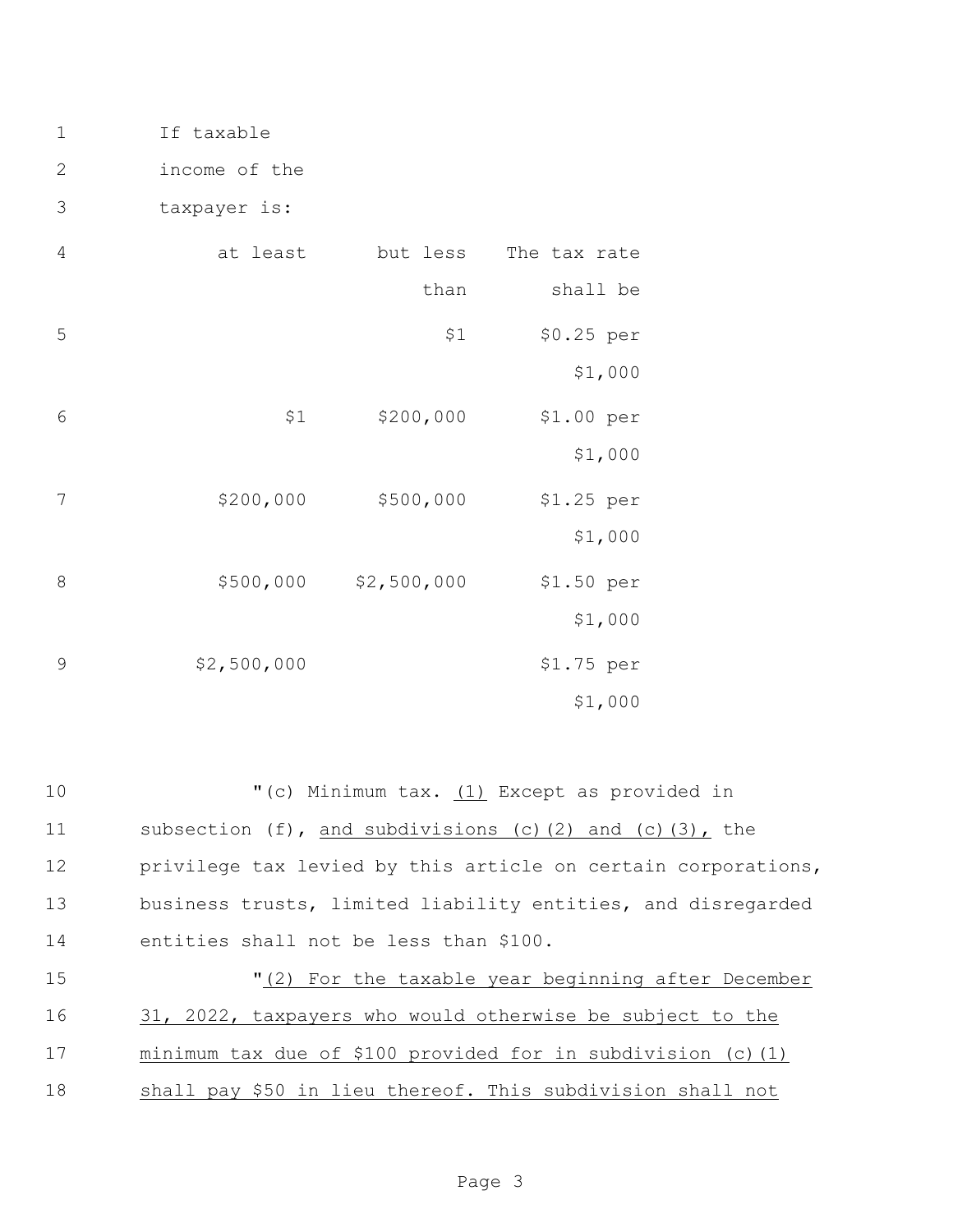If taxable income of the taxpayer is:

| at least | but less than | The tax rate shall be |
|---|---|---|
| | $1 | $0.25 per $1,000 |
| $1 | $200,000 | $1.00 per $1,000 |
| $200,000 | $500,000 | $1.25 per $1,000 |
| $500,000 | $2,500,000 | $1.50 per $1,000 |
| $2,500,000 | | $1.75 per $1,000 |

"(c) Minimum tax. (1) Except as provided in subsection (f), and subdivisions (c)(2) and (c)(3), the privilege tax levied by this article on certain corporations, business trusts, limited liability entities, and disregarded entities shall not be less than $100.

"(2) For the taxable year beginning after December 31, 2022, taxpayers who would otherwise be subject to the minimum tax due of $100 provided for in subdivision (c)(1) shall pay $50 in lieu thereof. This subdivision shall not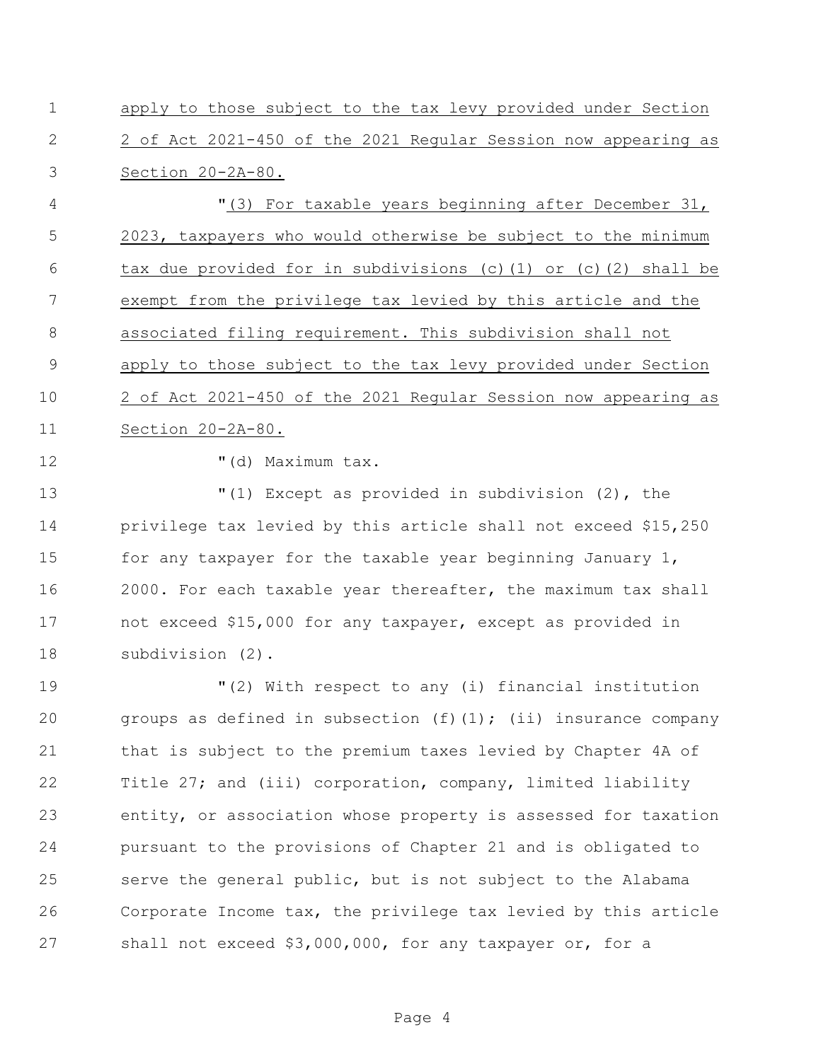apply to those subject to the tax levy provided under Section 2 of Act 2021-450 of the 2021 Regular Session now appearing as Section 20-2A-80.

"(3) For taxable years beginning after December 31, 2023, taxpayers who would otherwise be subject to the minimum tax due provided for in subdivisions (c)(1) or (c)(2) shall be exempt from the privilege tax levied by this article and the associated filing requirement. This subdivision shall not apply to those subject to the tax levy provided under Section 2 of Act 2021-450 of the 2021 Regular Session now appearing as Section 20-2A-80.

"(d) Maximum tax.

"(1) Except as provided in subdivision (2), the privilege tax levied by this article shall not exceed $15,250 for any taxpayer for the taxable year beginning January 1, 2000. For each taxable year thereafter, the maximum tax shall not exceed $15,000 for any taxpayer, except as provided in subdivision (2).

"(2) With respect to any (i) financial institution groups as defined in subsection (f)(1); (ii) insurance company that is subject to the premium taxes levied by Chapter 4A of Title 27; and (iii) corporation, company, limited liability entity, or association whose property is assessed for taxation pursuant to the provisions of Chapter 21 and is obligated to serve the general public, but is not subject to the Alabama Corporate Income tax, the privilege tax levied by this article shall not exceed $3,000,000, for any taxpayer or, for a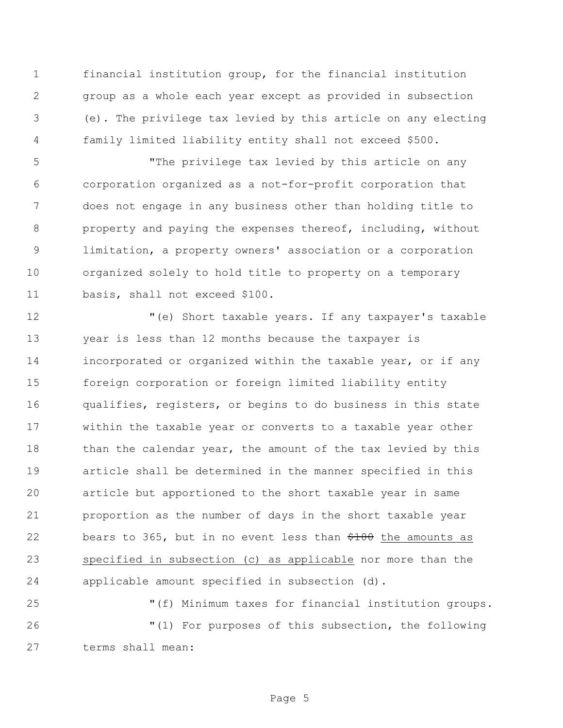financial institution group, for the financial institution group as a whole each year except as provided in subsection (e). The privilege tax levied by this article on any electing family limited liability entity shall not exceed $500.

"The privilege tax levied by this article on any corporation organized as a not-for-profit corporation that does not engage in any business other than holding title to property and paying the expenses thereof, including, without limitation, a property owners' association or a corporation organized solely to hold title to property on a temporary basis, shall not exceed $100.

"(e) Short taxable years. If any taxpayer's taxable year is less than 12 months because the taxpayer is incorporated or organized within the taxable year, or if any foreign corporation or foreign limited liability entity qualifies, registers, or begins to do business in this state within the taxable year or converts to a taxable year other than the calendar year, the amount of the tax levied by this article shall be determined in the manner specified in this article but apportioned to the short taxable year in same proportion as the number of days in the short taxable year bears to 365, but in no event less than ~~$100~~ the amounts as specified in subsection (c) as applicable nor more than the applicable amount specified in subsection (d).

"(f) Minimum taxes for financial institution groups.

"(1) For purposes of this subsection, the following terms shall mean: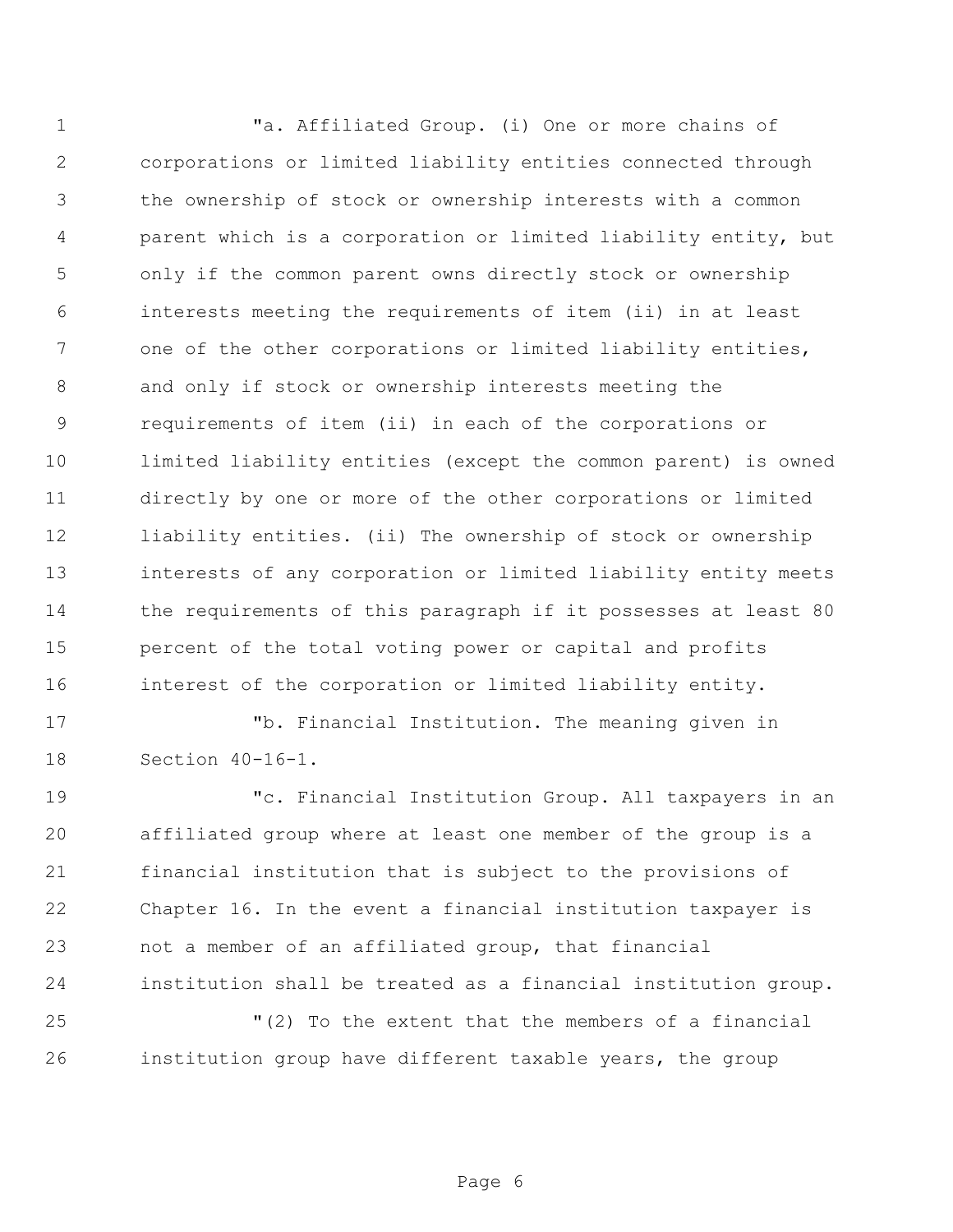"a. Affiliated Group. (i) One or more chains of corporations or limited liability entities connected through the ownership of stock or ownership interests with a common parent which is a corporation or limited liability entity, but only if the common parent owns directly stock or ownership interests meeting the requirements of item (ii) in at least one of the other corporations or limited liability entities, and only if stock or ownership interests meeting the requirements of item (ii) in each of the corporations or limited liability entities (except the common parent) is owned directly by one or more of the other corporations or limited liability entities. (ii) The ownership of stock or ownership interests of any corporation or limited liability entity meets the requirements of this paragraph if it possesses at least 80 percent of the total voting power or capital and profits interest of the corporation or limited liability entity.

"b. Financial Institution. The meaning given in Section 40-16-1.

"c. Financial Institution Group. All taxpayers in an affiliated group where at least one member of the group is a financial institution that is subject to the provisions of Chapter 16. In the event a financial institution taxpayer is not a member of an affiliated group, that financial institution shall be treated as a financial institution group.

"(2) To the extent that the members of a financial institution group have different taxable years, the group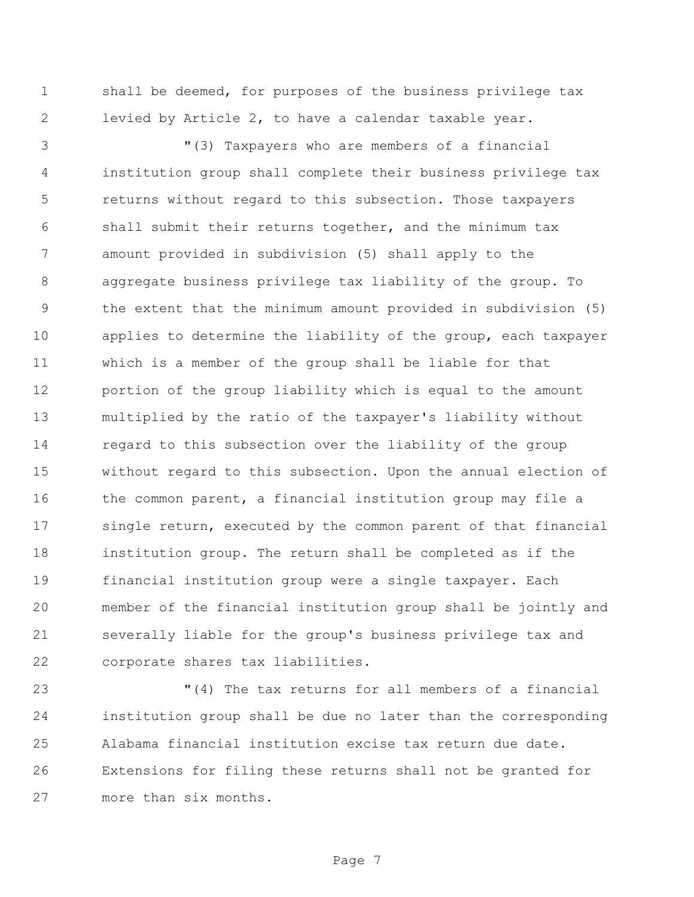shall be deemed, for purposes of the business privilege tax levied by Article 2, to have a calendar taxable year.

"(3) Taxpayers who are members of a financial institution group shall complete their business privilege tax returns without regard to this subsection. Those taxpayers shall submit their returns together, and the minimum tax amount provided in subdivision (5) shall apply to the aggregate business privilege tax liability of the group. To the extent that the minimum amount provided in subdivision (5) applies to determine the liability of the group, each taxpayer which is a member of the group shall be liable for that portion of the group liability which is equal to the amount multiplied by the ratio of the taxpayer's liability without regard to this subsection over the liability of the group without regard to this subsection. Upon the annual election of the common parent, a financial institution group may file a single return, executed by the common parent of that financial institution group. The return shall be completed as if the financial institution group were a single taxpayer. Each member of the financial institution group shall be jointly and severally liable for the group's business privilege tax and corporate shares tax liabilities.

"(4) The tax returns for all members of a financial institution group shall be due no later than the corresponding Alabama financial institution excise tax return due date. Extensions for filing these returns shall not be granted for more than six months.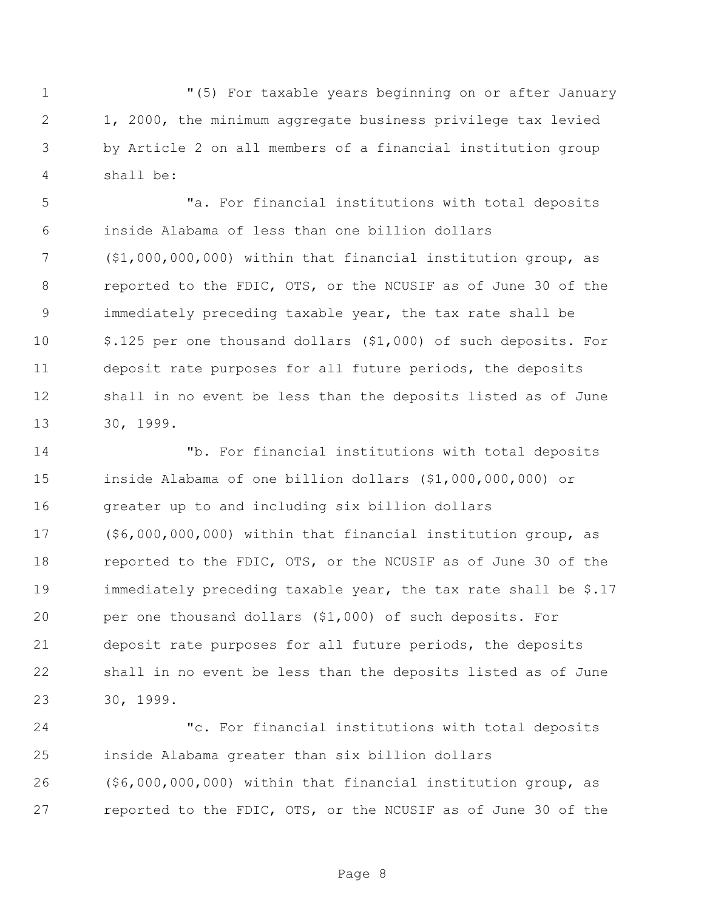"(5) For taxable years beginning on or after January 1, 2000, the minimum aggregate business privilege tax levied by Article 2 on all members of a financial institution group shall be:

"a. For financial institutions with total deposits inside Alabama of less than one billion dollars ($1,000,000,000) within that financial institution group, as reported to the FDIC, OTS, or the NCUSIF as of June 30 of the immediately preceding taxable year, the tax rate shall be $.125 per one thousand dollars ($1,000) of such deposits. For deposit rate purposes for all future periods, the deposits shall in no event be less than the deposits listed as of June 30, 1999.

"b. For financial institutions with total deposits inside Alabama of one billion dollars ($1,000,000,000) or greater up to and including six billion dollars ($6,000,000,000) within that financial institution group, as reported to the FDIC, OTS, or the NCUSIF as of June 30 of the immediately preceding taxable year, the tax rate shall be $.17 per one thousand dollars ($1,000) of such deposits. For deposit rate purposes for all future periods, the deposits shall in no event be less than the deposits listed as of June 30, 1999.

"c. For financial institutions with total deposits inside Alabama greater than six billion dollars ($6,000,000,000) within that financial institution group, as reported to the FDIC, OTS, or the NCUSIF as of June 30 of the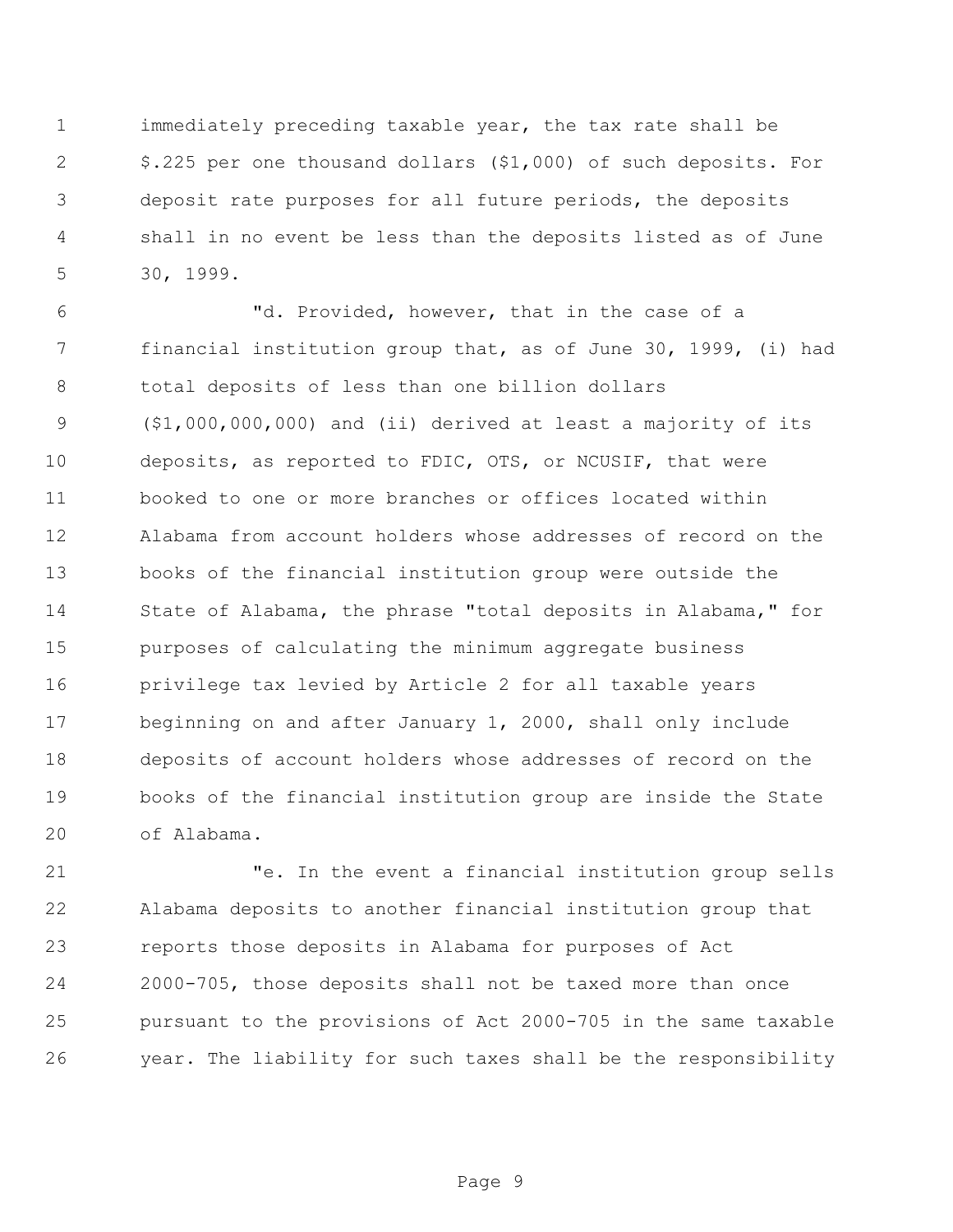immediately preceding taxable year, the tax rate shall be $.225 per one thousand dollars ($1,000) of such deposits. For deposit rate purposes for all future periods, the deposits shall in no event be less than the deposits listed as of June 30, 1999.

"d. Provided, however, that in the case of a financial institution group that, as of June 30, 1999, (i) had total deposits of less than one billion dollars ($1,000,000,000) and (ii) derived at least a majority of its deposits, as reported to FDIC, OTS, or NCUSIF, that were booked to one or more branches or offices located within Alabama from account holders whose addresses of record on the books of the financial institution group were outside the State of Alabama, the phrase "total deposits in Alabama," for purposes of calculating the minimum aggregate business privilege tax levied by Article 2 for all taxable years beginning on and after January 1, 2000, shall only include deposits of account holders whose addresses of record on the books of the financial institution group are inside the State of Alabama.

"e. In the event a financial institution group sells Alabama deposits to another financial institution group that reports those deposits in Alabama for purposes of Act 2000-705, those deposits shall not be taxed more than once pursuant to the provisions of Act 2000-705 in the same taxable year. The liability for such taxes shall be the responsibility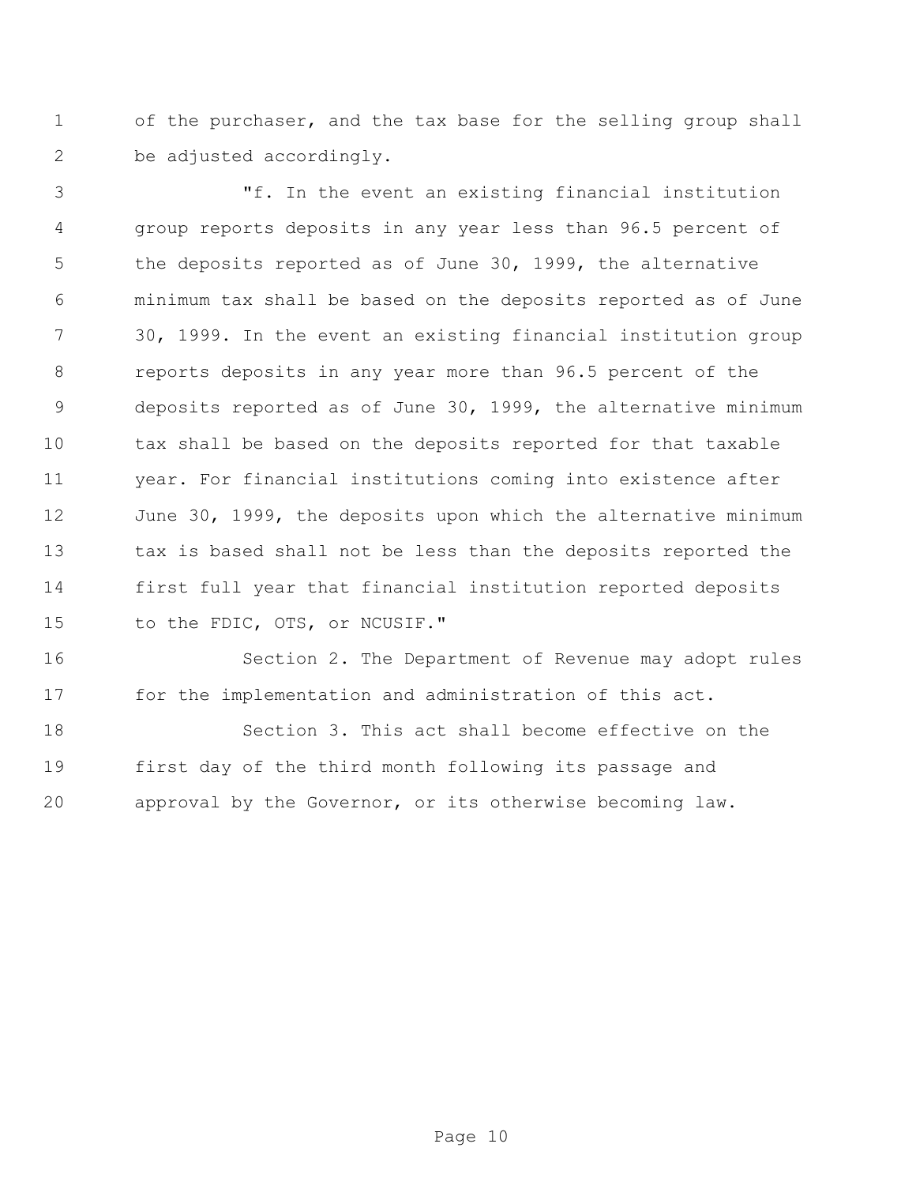of the purchaser, and the tax base for the selling group shall be adjusted accordingly.

"f. In the event an existing financial institution group reports deposits in any year less than 96.5 percent of the deposits reported as of June 30, 1999, the alternative minimum tax shall be based on the deposits reported as of June 30, 1999. In the event an existing financial institution group reports deposits in any year more than 96.5 percent of the deposits reported as of June 30, 1999, the alternative minimum tax shall be based on the deposits reported for that taxable year. For financial institutions coming into existence after June 30, 1999, the deposits upon which the alternative minimum tax is based shall not be less than the deposits reported the first full year that financial institution reported deposits to the FDIC, OTS, or NCUSIF."

Section 2. The Department of Revenue may adopt rules for the implementation and administration of this act.

Section 3. This act shall become effective on the first day of the third month following its passage and approval by the Governor, or its otherwise becoming law.